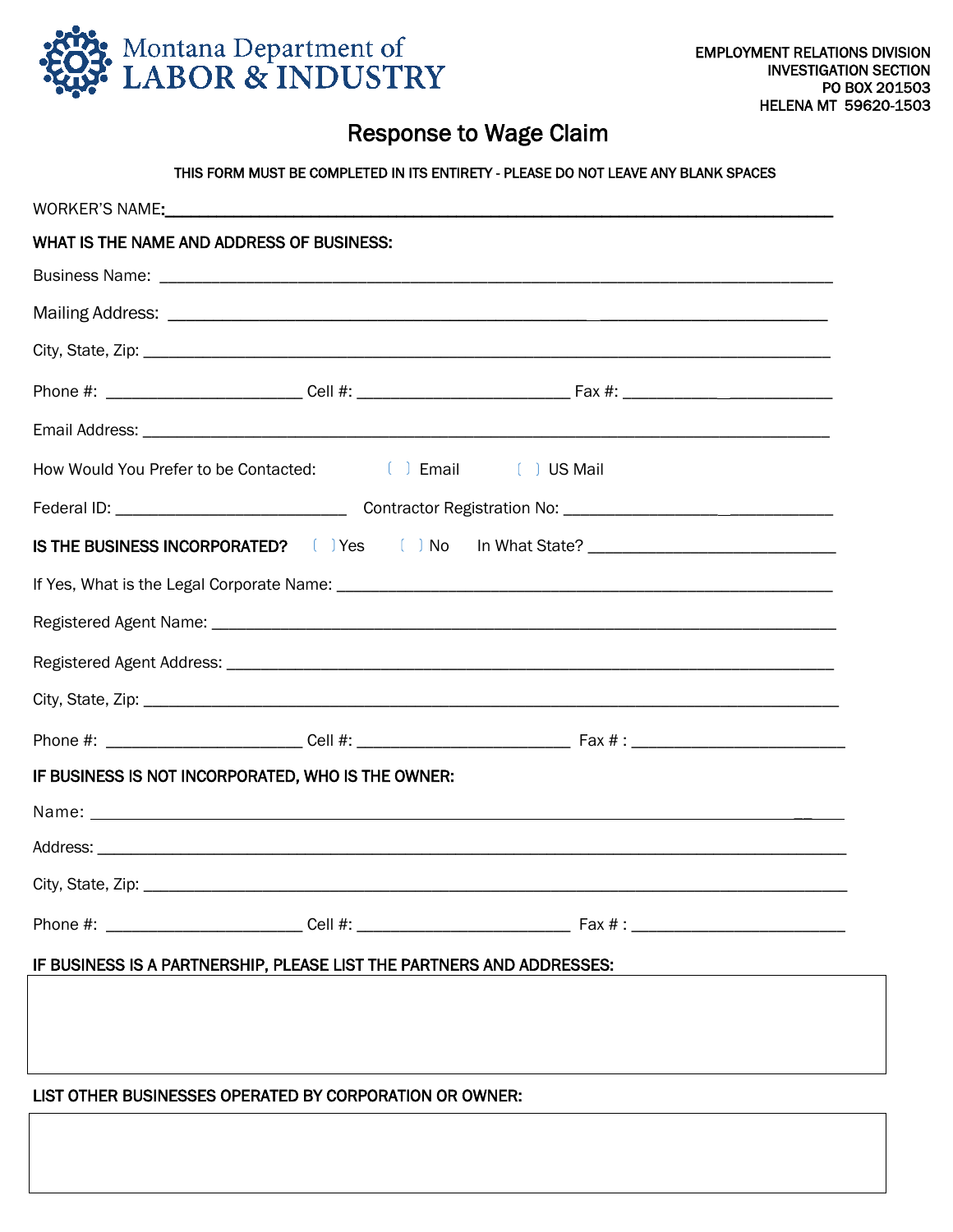Montana Department of
LABOR & INDUSTRY

EMPLOYMENT RELATIONS DIVISION
INVESTIGATION SECTION
PO BOX 201503
HELENA MT 59620-1503

# Response to Wage Claim

THIS FORM MUST BE COMPLETED IN ITS ENTIRETY - PLEASE DO NOT LEAVE ANY BLANK SPACES

WORKER'S NAME: ______________________________________________

**WHAT IS THE NAME AND ADDRESS OF BUSINESS:**

Business Name: ______________________________________________

Mailing Address: ______________________________________________

City, State, Zip: ______________________________________________

Phone #: ____________________ Cell #: ____________________ Fax #: ____________________

Email Address: ______________________________________________

How Would You Prefer to be Contacted: [ ] Email [ ] US Mail

Federal ID: ____________________ Contractor Registration No: ____________________

**IS THE BUSINESS INCORPORATED?** [ ] Yes [ ] No In What State? ____________________

If Yes, What is the Legal Corporate Name: ______________________________________________

Registered Agent Name: ______________________________________________

Registered Agent Address: ______________________________________________

City, State, Zip: ______________________________________________

Phone #: ____________________ Cell #: ____________________ Fax # : ____________________

**IF BUSINESS IS NOT INCORPORATED, WHO IS THE OWNER:**

Name: ______________________________________________

Address: ______________________________________________

City, State, Zip: ______________________________________________

Phone #: ____________________ Cell #: ____________________ Fax # : ____________________

**IF BUSINESS IS A PARTNERSHIP, PLEASE LIST THE PARTNERS AND ADDRESSES:**

**LIST OTHER BUSINESSES OPERATED BY CORPORATION OR OWNER:**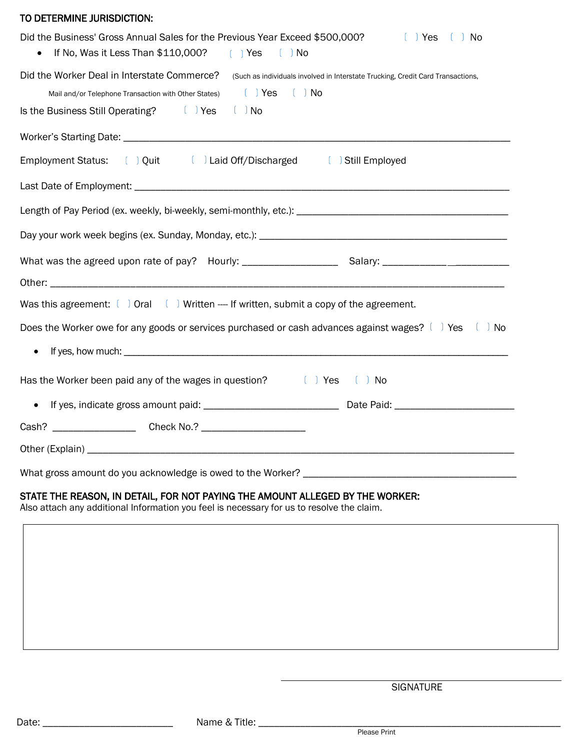**TO DETERMINE JURISDICTION:**

Did the Business' Gross Annual Sales for the Previous Year Exceed $500,000? [ ] Yes [ ] No

- If No, Was it Less Than $110,000? [ ] Yes [ ] No

Did the Worker Deal in Interstate Commerce? (Such as individuals involved in Interstate Trucking, Credit Card Transactions, Mail and/or Telephone Transaction with Other States) [ ] Yes [ ] No

Is the Business Still Operating? [ ] Yes [ ] No

Worker's Starting Date: ______________________________

Employment Status: [ ] Quit [ ] Laid Off/Discharged [ ] Still Employed

Last Date of Employment: ______________________________

Length of Pay Period (ex. weekly, bi-weekly, semi-monthly, etc.): ______________________________

Day your work week begins (ex. Sunday, Monday, etc.): ______________________________

What was the agreed upon rate of pay? Hourly: ______________ Salary: ______________

Other: ______________________________

Was this agreement: [ ] Oral [ ] Written ---- If written, submit a copy of the agreement.

Does the Worker owe for any goods or services purchased or cash advances against wages? [ ] Yes [ ] No

- If yes, how much: ______________________________

Has the Worker been paid any of the wages in question? [ ] Yes [ ] No

- If yes, indicate gross amount paid: ______________ Date Paid: ______________

Cash? ______________ Check No.? ______________

Other (Explain) ______________________________

What gross amount do you acknowledge is owed to the Worker? ______________________________

**STATE THE REASON, IN DETAIL, FOR NOT PAYING THE AMOUNT ALLEGED BY THE WORKER:**
Also attach any additional Information you feel is necessary for us to resolve the claim.

______________________________
SIGNATURE

Date: ______________ Name & Title: ______________________________
Please Print